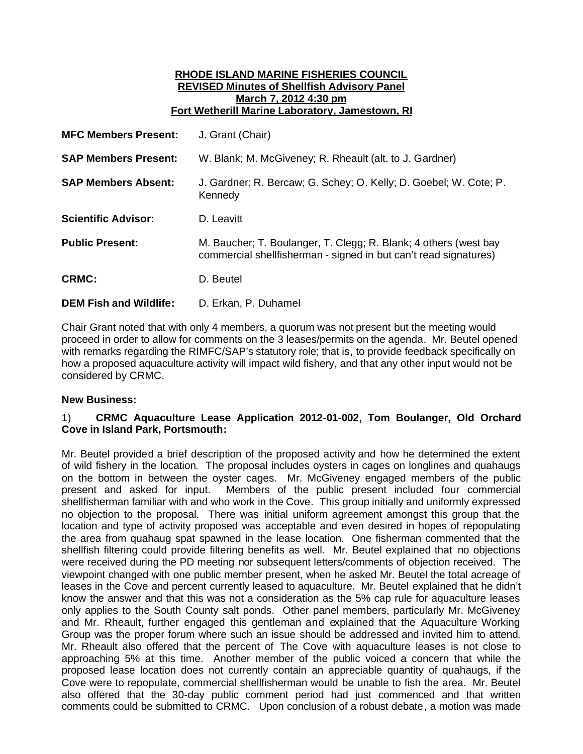**RHODE ISLAND MARINE FISHERIES COUNCIL**
**REVISED Minutes of Shellfish Advisory Panel**
**March 7, 2012 4:30 pm**
**Fort Wetherill Marine Laboratory, Jamestown, RI**

| | |
|---|---|
| **MFC Members Present:** | J. Grant (Chair) |
| **SAP Members Present:** | W. Blank; M. McGiveney; R. Rheault (alt. to J. Gardner) |
| **SAP Members Absent:** | J. Gardner; R. Bercaw; G. Schey; O. Kelly; D. Goebel; W. Cote; P. Kennedy |
| **Scientific Advisor:** | D. Leavitt |
| **Public Present:** | M. Baucher; T. Boulanger, T. Clegg; R. Blank; 4 others (west bay commercial shellfisherman - signed in but can't read signatures) |
| **CRMC:** | D. Beutel |
| **DEM Fish and Wildlife:** | D. Erkan, P. Duhamel |

Chair Grant noted that with only 4 members, a quorum was not present but the meeting would proceed in order to allow for comments on the 3 leases/permits on the agenda. Mr. Beutel opened with remarks regarding the RIMFC/SAP's statutory role; that is, to provide feedback specifically on how a proposed aquaculture activity will impact wild fishery, and that any other input would not be considered by CRMC.

**New Business:**

1) **CRMC Aquaculture Lease Application 2012-01-002, Tom Boulanger, Old Orchard Cove in Island Park, Portsmouth:**

Mr. Beutel provided a brief description of the proposed activity and how he determined the extent of wild fishery in the location. The proposal includes oysters in cages on longlines and quahaugs on the bottom in between the oyster cages. Mr. McGiveney engaged members of the public present and asked for input. Members of the public present included four commercial shellfisherman familiar with and who work in the Cove. This group initially and uniformly expressed no objection to the proposal. There was initial uniform agreement amongst this group that the location and type of activity proposed was acceptable and even desired in hopes of repopulating the area from quahaug spat spawned in the lease location. One fisherman commented that the shellfish filtering could provide filtering benefits as well. Mr. Beutel explained that no objections were received during the PD meeting nor subsequent letters/comments of objection received. The viewpoint changed with one public member present, when he asked Mr. Beutel the total acreage of leases in the Cove and percent currently leased to aquaculture. Mr. Beutel explained that he didn't know the answer and that this was not a consideration as the 5% cap rule for aquaculture leases only applies to the South County salt ponds. Other panel members, particularly Mr. McGiveney and Mr. Rheault, further engaged this gentleman and explained that the Aquaculture Working Group was the proper forum where such an issue should be addressed and invited him to attend. Mr. Rheault also offered that the percent of The Cove with aquaculture leases is not close to approaching 5% at this time. Another member of the public voiced a concern that while the proposed lease location does not currently contain an appreciable quantity of quahaugs, if the Cove were to repopulate, commercial shellfisherman would be unable to fish the area. Mr. Beutel also offered that the 30-day public comment period had just commenced and that written comments could be submitted to CRMC. Upon conclusion of a robust debate, a motion was made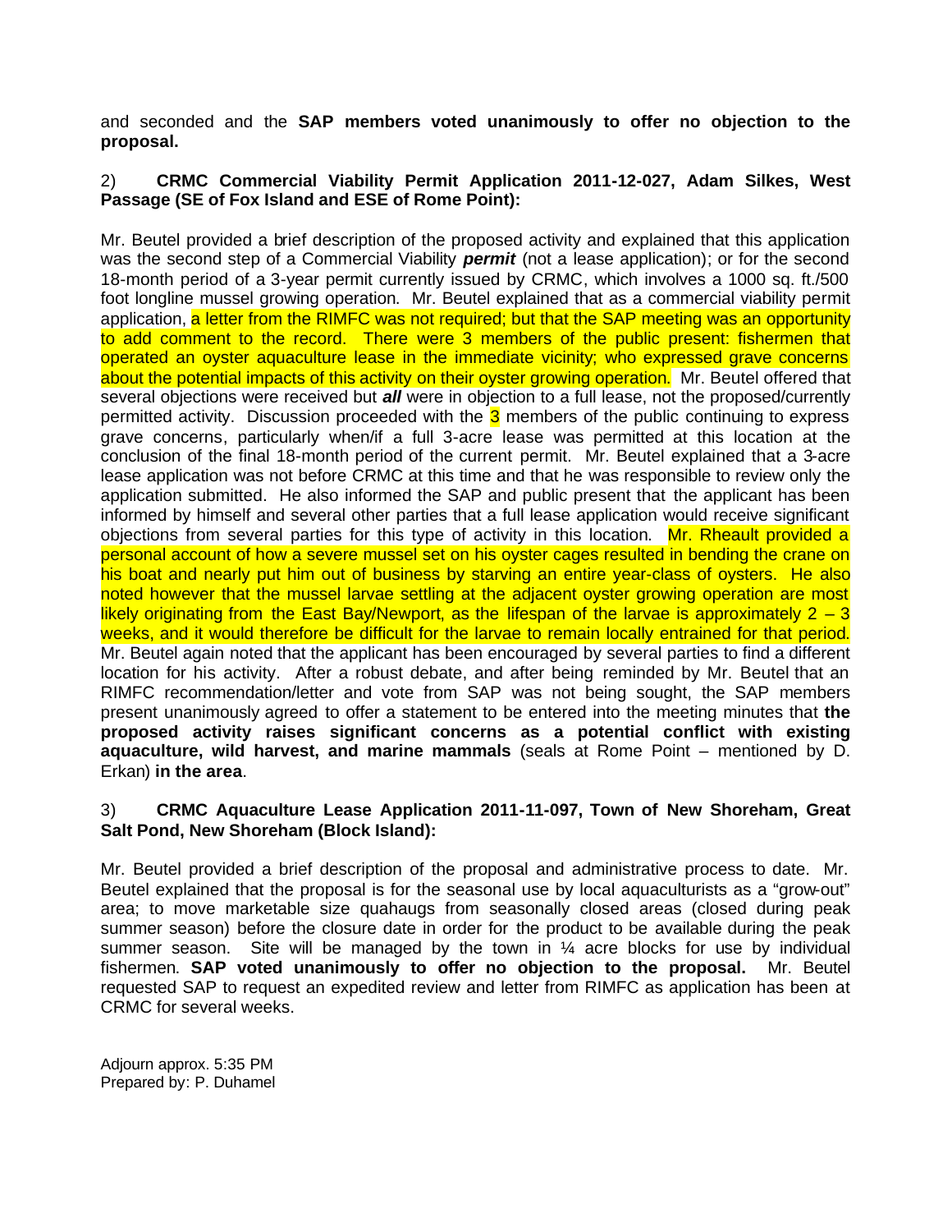and seconded and the **SAP members voted unanimously to offer no objection to the proposal.**

2) **CRMC Commercial Viability Permit Application 2011-12-027, Adam Silkes, West Passage (SE of Fox Island and ESE of Rome Point):**

Mr. Beutel provided a brief description of the proposed activity and explained that this application was the second step of a Commercial Viability ***permit*** (not a lease application); or for the second 18-month period of a 3-year permit currently issued by CRMC, which involves a 1000 sq. ft./500 foot longline mussel growing operation. Mr. Beutel explained that as a commercial viability permit application, a letter from the RIMFC was not required; but that the SAP meeting was an opportunity to add comment to the record. There were 3 members of the public present: fishermen that operated an oyster aquaculture lease in the immediate vicinity; who expressed grave concerns about the potential impacts of this activity on their oyster growing operation. Mr. Beutel offered that several objections were received but ***all*** were in objection to a full lease, not the proposed/currently permitted activity. Discussion proceeded with the 3 members of the public continuing to express grave concerns, particularly when/if a full 3-acre lease was permitted at this location at the conclusion of the final 18-month period of the current permit. Mr. Beutel explained that a 3-acre lease application was not before CRMC at this time and that he was responsible to review only the application submitted. He also informed the SAP and public present that the applicant has been informed by himself and several other parties that a full lease application would receive significant objections from several parties for this type of activity in this location. Mr. Rheault provided a personal account of how a severe mussel set on his oyster cages resulted in bending the crane on his boat and nearly put him out of business by starving an entire year-class of oysters. He also noted however that the mussel larvae settling at the adjacent oyster growing operation are most likely originating from the East Bay/Newport, as the lifespan of the larvae is approximately 2 – 3 weeks, and it would therefore be difficult for the larvae to remain locally entrained for that period. Mr. Beutel again noted that the applicant has been encouraged by several parties to find a different location for his activity. After a robust debate, and after being reminded by Mr. Beutel that an RIMFC recommendation/letter and vote from SAP was not being sought, the SAP members present unanimously agreed to offer a statement to be entered into the meeting minutes that **the proposed activity raises significant concerns as a potential conflict with existing aquaculture, wild harvest, and marine mammals** (seals at Rome Point – mentioned by D. Erkan) **in the area**.

3) **CRMC Aquaculture Lease Application 2011-11-097, Town of New Shoreham, Great Salt Pond, New Shoreham (Block Island):**

Mr. Beutel provided a brief description of the proposal and administrative process to date. Mr. Beutel explained that the proposal is for the seasonal use by local aquaculturists as a "grow-out" area; to move marketable size quahaugs from seasonally closed areas (closed during peak summer season) before the closure date in order for the product to be available during the peak summer season. Site will be managed by the town in ¼ acre blocks for use by individual fishermen. **SAP voted unanimously to offer no objection to the proposal.** Mr. Beutel requested SAP to request an expedited review and letter from RIMFC as application has been at CRMC for several weeks.

Adjourn approx. 5:35 PM
Prepared by: P. Duhamel